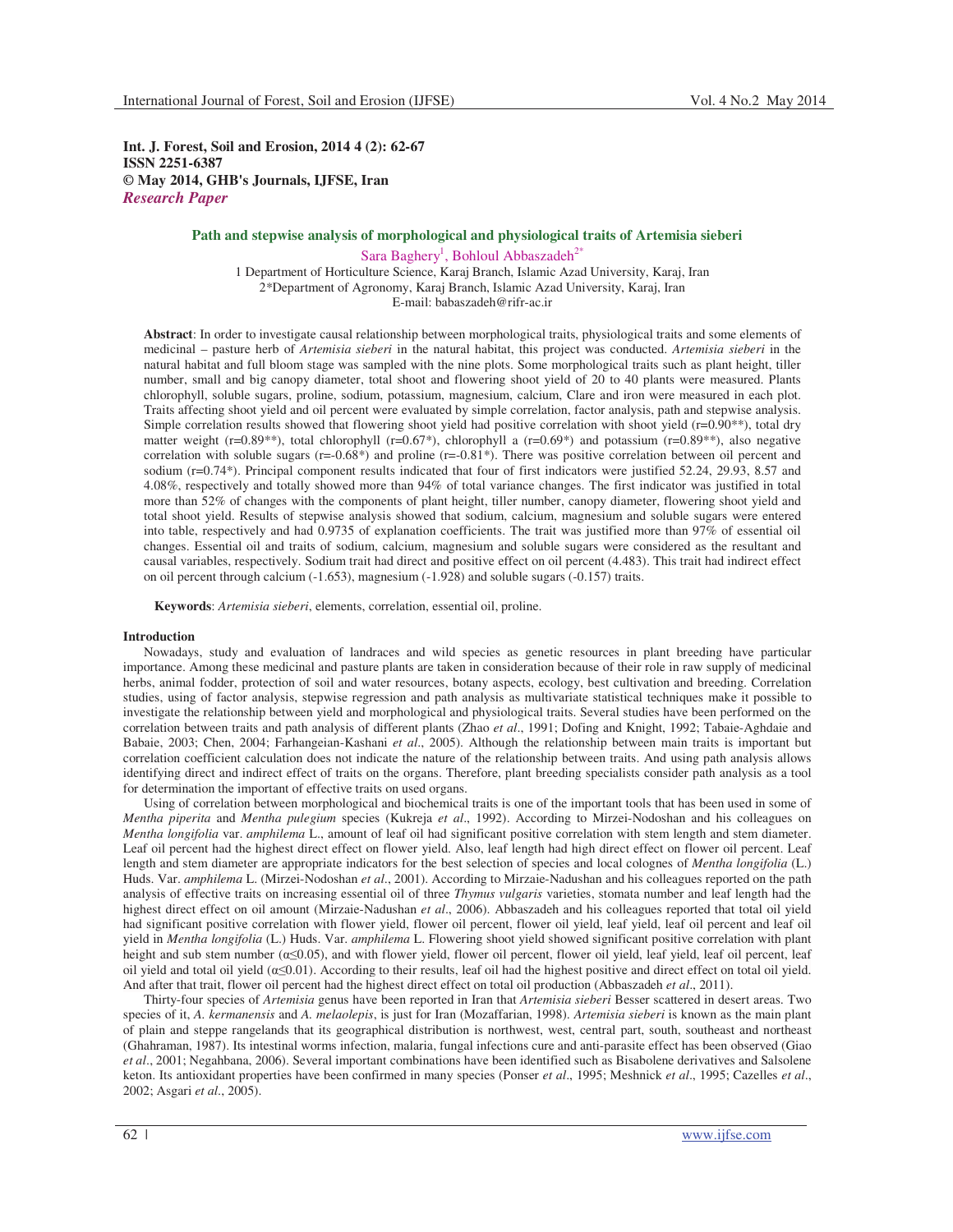**Int. J. Forest, Soil and Erosion, 2014 4 (2): 62-67**
**ISSN 2251-6387**
**© May 2014, GHB's Journals, IJFSE, Iran**
***Research Paper***

# Path and stepwise analysis of morphological and physiological traits of Artemisia sieberi

Sara Baghery[1], Bohloul Abbaszadeh[2*]

1 Department of Horticulture Science, Karaj Branch, Islamic Azad University, Karaj, Iran
2*Department of Agronomy, Karaj Branch, Islamic Azad University, Karaj, Iran
E-mail: babaszadeh@rifr-ac.ir

**Abstract**: In order to investigate causal relationship between morphological traits, physiological traits and some elements of medicinal – pasture herb of *Artemisia sieberi* in the natural habitat, this project was conducted. *Artemisia sieberi* in the natural habitat and full bloom stage was sampled with the nine plots. Some morphological traits such as plant height, tiller number, small and big canopy diameter, total shoot and flowering shoot yield of 20 to 40 plants were measured. Plants chlorophyll, soluble sugars, proline, sodium, potassium, magnesium, calcium, Clare and iron were measured in each plot. Traits affecting shoot yield and oil percent were evaluated by simple correlation, factor analysis, path and stepwise analysis. Simple correlation results showed that flowering shoot yield had positive correlation with shoot yield (r=0.90**), total dry matter weight (r=0.89**), total chlorophyll (r=0.67*), chlorophyll a (r=0.69*) and potassium (r=0.89**), also negative correlation with soluble sugars (r=-0.68*) and proline (r=-0.81*). There was positive correlation between oil percent and sodium (r=0.74*). Principal component results indicated that four of first indicators were justified 52.24, 29.93, 8.57 and 4.08%, respectively and totally showed more than 94% of total variance changes. The first indicator was justified in total more than 52% of changes with the components of plant height, tiller number, canopy diameter, flowering shoot yield and total shoot yield. Results of stepwise analysis showed that sodium, calcium, magnesium and soluble sugars were entered into table, respectively and had 0.9735 of explanation coefficients. The trait was justified more than 97% of essential oil changes. Essential oil and traits of sodium, calcium, magnesium and soluble sugars were considered as the resultant and causal variables, respectively. Sodium trait had direct and positive effect on oil percent (4.483). This trait had indirect effect on oil percent through calcium (-1.653), magnesium (-1.928) and soluble sugars (-0.157) traits.

**Keywords**: *Artemisia sieberi*, elements, correlation, essential oil, proline.

## Introduction

Nowadays, study and evaluation of landraces and wild species as genetic resources in plant breeding have particular importance. Among these medicinal and pasture plants are taken in consideration because of their role in raw supply of medicinal herbs, animal fodder, protection of soil and water resources, botany aspects, ecology, best cultivation and breeding. Correlation studies, using of factor analysis, stepwise regression and path analysis as multivariate statistical techniques make it possible to investigate the relationship between yield and morphological and physiological traits. Several studies have been performed on the correlation between traits and path analysis of different plants (Zhao *et al*., 1991; Dofing and Knight, 1992; Tabaie-Aghdaie and Babaie, 2003; Chen, 2004; Farhangeian-Kashani *et al*., 2005). Although the relationship between main traits is important but correlation coefficient calculation does not indicate the nature of the relationship between traits. And using path analysis allows identifying direct and indirect effect of traits on the organs. Therefore, plant breeding specialists consider path analysis as a tool for determination the important of effective traits on used organs.

Using of correlation between morphological and biochemical traits is one of the important tools that has been used in some of *Mentha piperita* and *Mentha pulegium* species (Kukreja *et al*., 1992). According to Mirzei-Nodoshan and his colleagues on *Mentha longifolia* var. *amphilema* L., amount of leaf oil had significant positive correlation with stem length and stem diameter. Leaf oil percent had the highest direct effect on flower yield. Also, leaf length had high direct effect on flower oil percent. Leaf length and stem diameter are appropriate indicators for the best selection of species and local cologenes of *Mentha longifolia* (L.) Huds. Var. *amphilema* L. (Mirzei-Nodoshan *et al*., 2001). According to Mirzaie-Nadushan and his colleagues reported on the path analysis of effective traits on increasing essential oil of three *Thymus vulgaris* varieties, stomata number and leaf length had the highest direct effect on oil amount (Mirzaie-Nadushan *et al*., 2006). Abbaszadeh and his colleagues reported that total oil yield had significant positive correlation with flower yield, flower oil percent, flower oil yield, leaf yield, leaf oil percent and leaf oil yield in *Mentha longifolia* (L.) Huds. Var. *amphilema* L. Flowering shoot yield showed significant positive correlation with plant height and sub stem number ($\alpha \leq 0.05$), and with flower yield, flower oil percent, flower oil yield, leaf yield, leaf oil percent, leaf oil yield and total oil yield ($\alpha \leq 0.01$). According to their results, leaf oil had the highest positive and direct effect on total oil yield. And after that trait, flower oil percent had the highest direct effect on total oil production (Abbaszadeh *et al*., 2011).

Thirty-four species of *Artemisia* genus have been reported in Iran that *Artemisia sieberi* Besser scattered in desert areas. Two species of it, *A. kermanensis* and *A. melaolepis*, is just for Iran (Mozaffarian, 1998). *Artemisia sieberi* is known as the main plant of plain and steppe rangelands that its geographical distribution is northwest, west, central part, south, southeast and northeast (Ghahraman, 1987). Its intestinal worms infection, malaria, fungal infections cure and anti-parasite effect has been observed (Giao *et al*., 2001; Negahbana, 2006). Several important combinations have been identified such as Bisabolene derivatives and Salsolene keton. Its antioxidant properties have been confirmed in many species (Ponser *et al*., 1995; Meshnick *et al*., 1995; Cazelles *et al*., 2002; Asgari *et al*., 2005).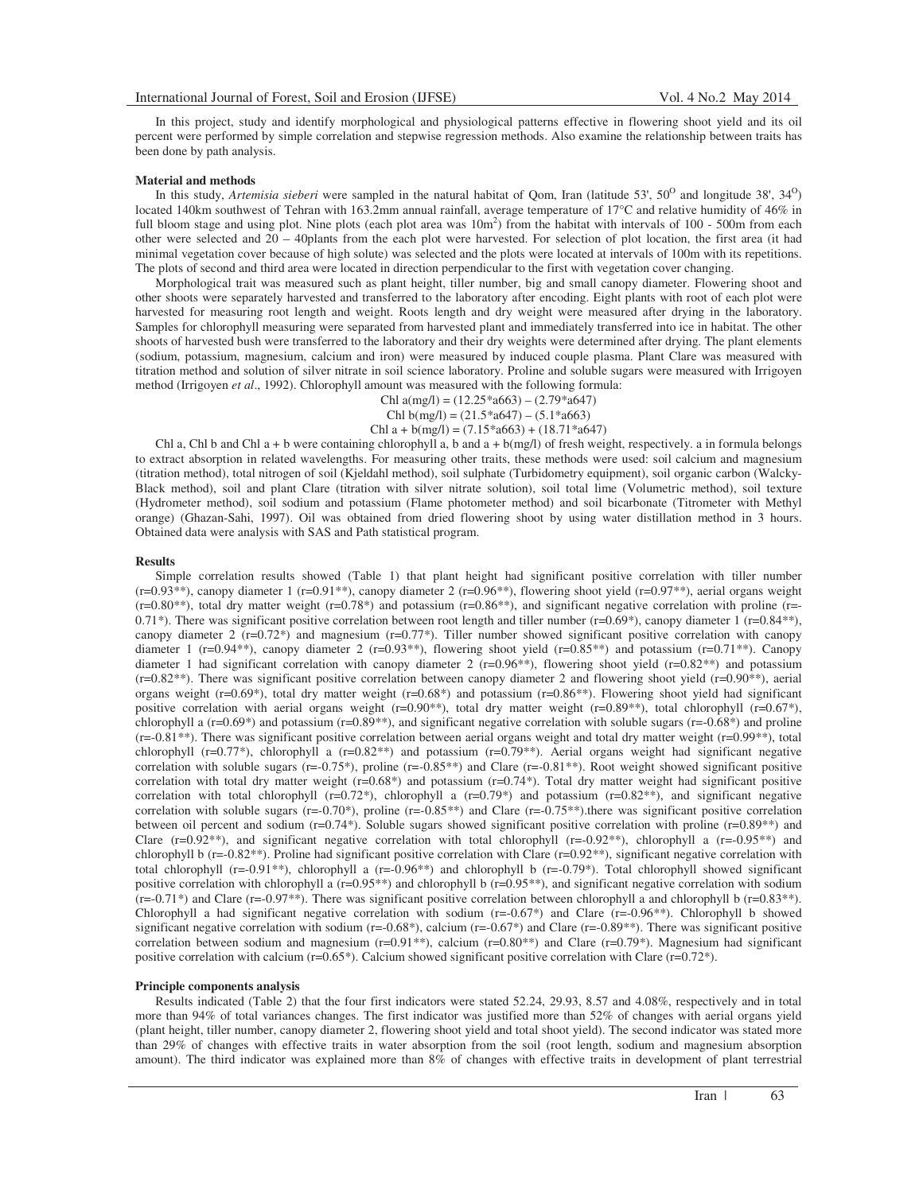In this project, study and identify morphological and physiological patterns effective in flowering shoot yield and its oil percent were performed by simple correlation and stepwise regression methods. Also examine the relationship between traits has been done by path analysis.

**Material and methods**

In this study, *Artemisia sieberi* were sampled in the natural habitat of Qom, Iran (latitude 53', $50^{O}$ and longitude 38', $34^{O}$) located 140km southwest of Tehran with 163.2mm annual rainfall, average temperature of 17°C and relative humidity of 46% in full bloom stage and using plot. Nine plots (each plot area was $10m^2$) from the habitat with intervals of 100 - 500m from each other were selected and 20 – 40plants from the each plot were harvested. For selection of plot location, the first area (it had minimal vegetation cover because of high solute) was selected and the plots were located at intervals of 100m with its repetitions. The plots of second and third area were located in direction perpendicular to the first with vegetation cover changing.

Morphological trait was measured such as plant height, tiller number, big and small canopy diameter. Flowering shoot and other shoots were separately harvested and transferred to the laboratory after encoding. Eight plants with root of each plot were harvested for measuring root length and weight. Roots length and dry weight were measured after drying in the laboratory. Samples for chlorophyll measuring were separated from harvested plant and immediately transferred into ice in habitat. The other shoots of harvested bush were transferred to the laboratory and their dry weights were determined after drying. The plant elements (sodium, potassium, magnesium, calcium and iron) were measured by induced couple plasma. Plant Clare was measured with titration method and solution of silver nitrate in soil science laboratory. Proline and soluble sugars were measured with Irrigoyen method (Irrigoyen *et al*., 1992). Chlorophyll amount was measured with the following formula:

$$\text{Chl a(mg/l)} = (12.25*a663) - (2.79*a647)$$

$$\text{Chl b(mg/l)} = (21.5*a647) - (5.1*a663)$$

$$\text{Chl a + b(mg/l)} = (7.15*a663) + (18.71*a647)$$

Chl a, Chl b and Chl a + b were containing chlorophyll a, b and a + b(mg/l) of fresh weight, respectively. a in formula belongs to extract absorption in related wavelengths. For measuring other traits, these methods were used: soil calcium and magnesium (titration method), total nitrogen of soil (Kjeldahl method), soil sulphate (Turbidometry equipment), soil organic carbon (Walcky-Black method), soil and plant Clare (titration with silver nitrate solution), soil total lime (Volumetric method), soil texture (Hydrometer method), soil sodium and potassium (Flame photometer method) and soil bicarbonate (Titrometer with Methyl orange) (Ghazan-Sahi, 1997). Oil was obtained from dried flowering shoot by using water distillation method in 3 hours. Obtained data were analysis with SAS and Path statistical program.

**Results**

Simple correlation results showed (Table 1) that plant height had significant positive correlation with tiller number (r=0.93\*\*), canopy diameter 1 (r=0.91\*\*), canopy diameter 2 (r=0.96\*\*), flowering shoot yield (r=0.97\*\*), aerial organs weight (r=0.80\*\*), total dry matter weight (r=0.78\*) and potassium (r=0.86\*\*), and significant negative correlation with proline (r=-0.71\*). There was significant positive correlation between root length and tiller number (r=0.69\*), canopy diameter 1 (r=0.84\*\*), canopy diameter 2 (r=0.72\*) and magnesium (r=0.77\*). Tiller number showed significant positive correlation with canopy diameter 1 (r=0.94\*\*), canopy diameter 2 (r=0.93\*\*), flowering shoot yield (r=0.85\*\*) and potassium (r=0.71\*\*). Canopy diameter 1 had significant correlation with canopy diameter 2 (r=0.96\*\*), flowering shoot yield (r=0.82\*\*) and potassium (r=0.82\*\*). There was significant positive correlation between canopy diameter 2 and flowering shoot yield (r=0.90\*\*), aerial organs weight (r=0.69\*), total dry matter weight (r=0.68\*) and potassium (r=0.86\*\*). Flowering shoot yield had significant positive correlation with aerial organs weight (r=0.90\*\*), total dry matter weight (r=0.89\*\*), total chlorophyll (r=0.67\*), chlorophyll a (r=0.69\*) and potassium (r=0.89\*\*), and significant negative correlation with soluble sugars (r=-0.68\*) and proline (r=-0.81\*\*). There was significant positive correlation between aerial organs weight and total dry matter weight (r=0.99\*\*), total chlorophyll (r=0.77\*), chlorophyll a (r=0.82\*\*) and potassium (r=0.79\*\*). Aerial organs weight had significant negative correlation with soluble sugars (r=-0.75\*), proline (r=-0.85\*\*) and Clare (r=-0.81\*\*). Root weight showed significant positive correlation with total dry matter weight (r=0.68\*) and potassium (r=0.74\*). Total dry matter weight had significant positive correlation with total chlorophyll (r=0.72\*), chlorophyll a (r=0.79\*) and potassium (r=0.82\*\*), and significant negative correlation with soluble sugars (r=-0.70\*), proline (r=-0.85\*\*) and Clare (r=-0.75\*\*).there was significant positive correlation between oil percent and sodium (r=0.74\*). Soluble sugars showed significant positive correlation with proline (r=0.89\*\*) and Clare (r=0.92\*\*), and significant negative correlation with total chlorophyll (r=-0.92\*\*), chlorophyll a (r=-0.95\*\*) and chlorophyll b (r=-0.82\*\*). Proline had significant positive correlation with Clare (r=0.92\*\*), significant negative correlation with total chlorophyll (r=-0.91\*\*), chlorophyll a (r=-0.96\*\*) and chlorophyll b (r=-0.79\*). Total chlorophyll showed significant positive correlation with chlorophyll a (r=0.95\*\*) and chlorophyll b (r=0.95\*\*), and significant negative correlation with sodium (r=-0.71\*) and Clare (r=-0.97\*\*). There was significant positive correlation between chlorophyll a and chlorophyll b (r=0.83\*\*). Chlorophyll a had significant negative correlation with sodium (r=-0.67\*) and Clare (r=-0.96\*\*). Chlorophyll b showed significant negative correlation with sodium (r=-0.68\*), calcium (r=-0.67\*) and Clare (r=-0.89\*\*). There was significant positive correlation between sodium and magnesium (r=0.91\*\*), calcium (r=0.80\*\*) and Clare (r=0.79\*). Magnesium had significant positive correlation with calcium (r=0.65\*). Calcium showed significant positive correlation with Clare (r=0.72\*).

**Principle components analysis**

Results indicated (Table 2) that the four first indicators were stated 52.24, 29.93, 8.57 and 4.08%, respectively and in total more than 94% of total variances changes. The first indicator was justified more than 52% of changes with aerial organs yield (plant height, tiller number, canopy diameter 2, flowering shoot yield and total shoot yield). The second indicator was stated more than 29% of changes with effective traits in water absorption from the soil (root length, sodium and magnesium absorption amount). The third indicator was explained more than 8% of changes with effective traits in development of plant terrestrial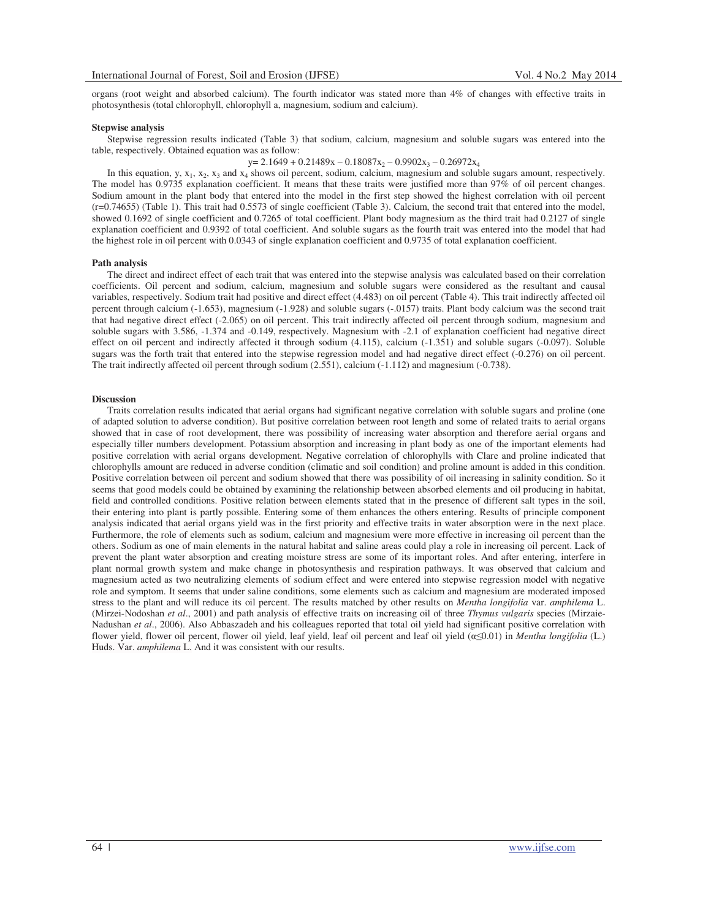organs (root weight and absorbed calcium). The fourth indicator was stated more than 4% of changes with effective traits in photosynthesis (total chlorophyll, chlorophyll a, magnesium, sodium and calcium).

**Stepwise analysis**

Stepwise regression results indicated (Table 3) that sodium, calcium, magnesium and soluble sugars was entered into the table, respectively. Obtained equation was as follow:

$$y = 2.1649 + 0.21489x - 0.18087x_2 - 0.9902x_3 - 0.26972x_4$$

In this equation, y, $x_1$, $x_2$, $x_3$ and $x_4$ shows oil percent, sodium, calcium, magnesium and soluble sugars amount, respectively. The model has 0.9735 explanation coefficient. It means that these traits were justified more than 97% of oil percent changes. Sodium amount in the plant body that entered into the model in the first step showed the highest correlation with oil percent (r=0.74655) (Table 1). This trait had 0.5573 of single coefficient (Table 3). Calcium, the second trait that entered into the model, showed 0.1692 of single coefficient and 0.7265 of total coefficient. Plant body magnesium as the third trait had 0.2127 of single explanation coefficient and 0.9392 of total coefficient. And soluble sugars as the fourth trait was entered into the model that had the highest role in oil percent with 0.0343 of single explanation coefficient and 0.9735 of total explanation coefficient.

**Path analysis**

The direct and indirect effect of each trait that was entered into the stepwise analysis was calculated based on their correlation coefficients. Oil percent and sodium, calcium, magnesium and soluble sugars were considered as the resultant and causal variables, respectively. Sodium trait had positive and direct effect (4.483) on oil percent (Table 4). This trait indirectly affected oil percent through calcium (-1.653), magnesium (-1.928) and soluble sugars (-.0157) traits. Plant body calcium was the second trait that had negative direct effect (-2.065) on oil percent. This trait indirectly affected oil percent through sodium, magnesium and soluble sugars with 3.586, -1.374 and -0.149, respectively. Magnesium with -2.1 of explanation coefficient had negative direct effect on oil percent and indirectly affected it through sodium (4.115), calcium (-1.351) and soluble sugars (-0.097). Soluble sugars was the forth trait that entered into the stepwise regression model and had negative direct effect (-0.276) on oil percent. The trait indirectly affected oil percent through sodium (2.551), calcium (-1.112) and magnesium (-0.738).

**Discussion**

Traits correlation results indicated that aerial organs had significant negative correlation with soluble sugars and proline (one of adapted solution to adverse condition). But positive correlation between root length and some of related traits to aerial organs showed that in case of root development, there was possibility of increasing water absorption and therefore aerial organs and especially tiller numbers development. Potassium absorption and increasing in plant body as one of the important elements had positive correlation with aerial organs development. Negative correlation of chlorophylls with Clare and proline indicated that chlorophylls amount are reduced in adverse condition (climatic and soil condition) and proline amount is added in this condition. Positive correlation between oil percent and sodium showed that there was possibility of oil increasing in salinity condition. So it seems that good models could be obtained by examining the relationship between absorbed elements and oil producing in habitat, field and controlled conditions. Positive relation between elements stated that in the presence of different salt types in the soil, their entering into plant is partly possible. Entering some of them enhances the others entering. Results of principle component analysis indicated that aerial organs yield was in the first priority and effective traits in water absorption were in the next place. Furthermore, the role of elements such as sodium, calcium and magnesium were more effective in increasing oil percent than the others. Sodium as one of main elements in the natural habitat and saline areas could play a role in increasing oil percent. Lack of prevent the plant water absorption and creating moisture stress are some of its important roles. And after entering, interfere in plant normal growth system and make change in photosynthesis and respiration pathways. It was observed that calcium and magnesium acted as two neutralizing elements of sodium effect and were entered into stepwise regression model with negative role and symptom. It seems that under saline conditions, some elements such as calcium and magnesium are moderated imposed stress to the plant and will reduce its oil percent. The results matched by other results on *Mentha longifolia* var. *amphilema* L. (Mirzei-Nodoshan *et al*., 2001) and path analysis of effective traits on increasing oil of three *Thymus vulgaris* species (Mirzaie-Nadushan *et al*., 2006). Also Abbaszadeh and his colleagues reported that total oil yield had significant positive correlation with flower yield, flower oil percent, flower oil yield, leaf yield, leaf oil percent and leaf oil yield ($\alpha \leq 0.01$) in *Mentha longifolia* (L.) Huds. Var. *amphilema* L. And it was consistent with our results.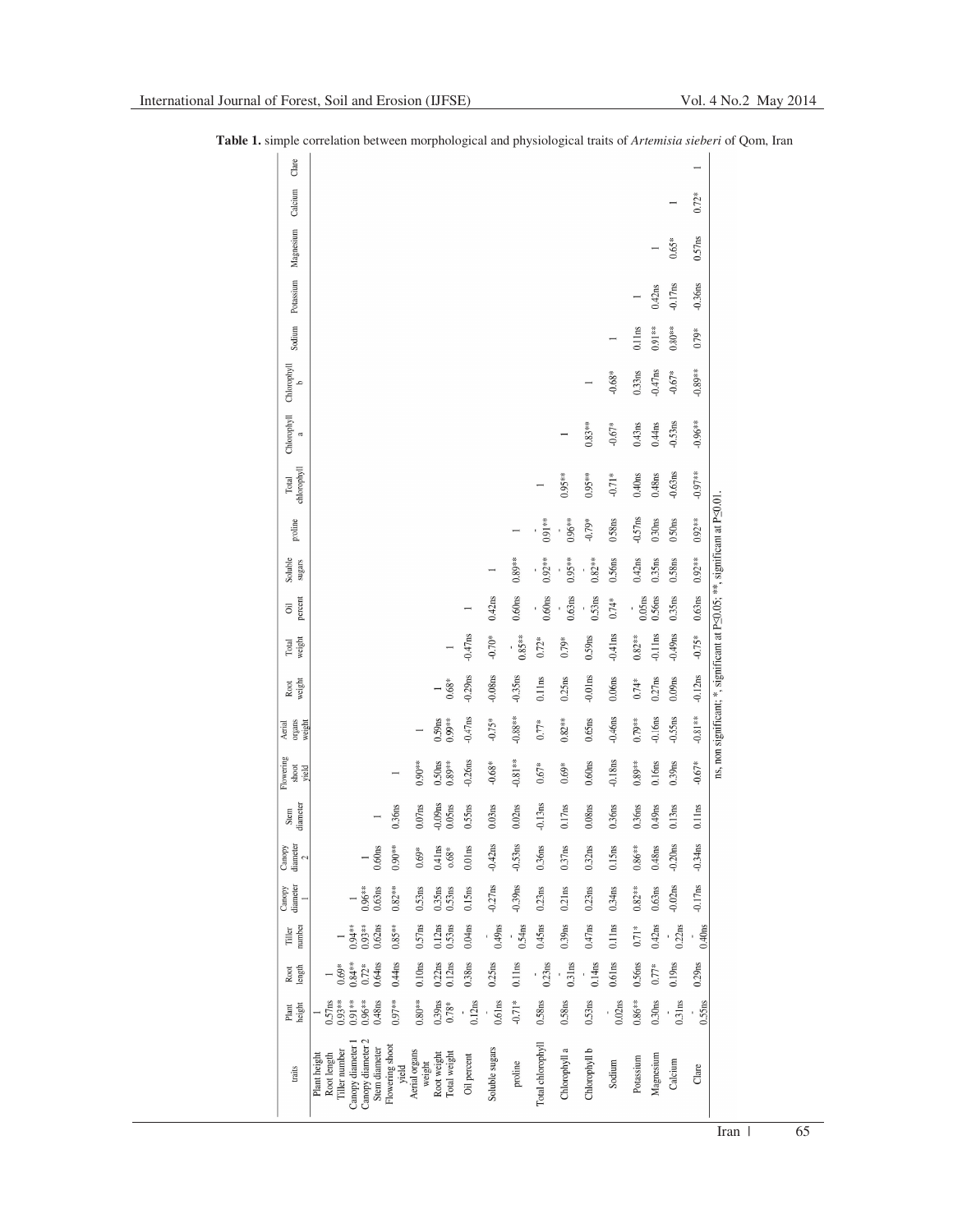**Table 1.** simple correlation between morphological and physiological traits of *Artemisia sieberi* of Qom, Iran

| traits | Plant height | Root length | Tiller number | Canopy diameter 1 | Canopy diameter 2 | Stem diameter | Flowering shoot yield | Aerial organs weight | Root weight | Total weight | Oil percent | Soluble sugars | proline | Total chlorophyll | Chlorophyll a | Chlorophyll b | Sodium | Potassium | Magnesium | Calcium | Clare |
|---|---|---|---|---|---|---|---|---|---|---|---|---|---|---|---|---|---|---|---|---|---|
| Plant height | 1 | | | | | | | | | | | | | | | | | | | | |
| Root length | 0.57ns | 1 | | | | | | | | | | | | | | | | | | | |
| Tiller number | 0.93** | 0.69* | 1 | | | | | | | | | | | | | | | | | | |
| Canopy diameter 1 | 0.91** | 0.84** | 0.94** | 1 | | | | | | | | | | | | | | | | | |
| Canopy diameter 2 | 0.96** | 0.72* | 0.93** | 0.96** | 1 | | | | | | | | | | | | | | | | |
| Stem diameter | 0.48ns | 0.64ns | 0.62ns | 0.63ns | 0.60ns | 1 | | | | | | | | | | | | | | | |
| Flowering shoot yield | 0.97** | 0.44ns | 0.85** | 0.82** | 0.90** | 0.36ns | 1 | | | | | | | | | | | | | | |
| Aerial organs weight | 0.80** | 0.10ns | 0.57ns | 0.53ns | 0.69* | 0.07ns | 0.90** | 1 | | | | | | | | | | | | | |
| Root weight | 0.39ns | 0.22ns | 0.12ns | 0.35ns | 0.41ns | -0.09ns | 0.50ns | 0.59ns | 1 | | | | | | | | | | | | |
| Total weight | 0.78* | 0.12ns | 0.53ns | 0.53ns | 0.68* | 0.05ns | 0.89** | 0.99** | 0.68* | 1 | | | | | | | | | | | |
| Oil percent | -0.12ns | 0.38ns | 0.04ns | 0.15ns | 0.01ns | 0.55ns | -0.26ns | -0.47ns | -0.29ns | -0.47ns | 1 | | | | | | | | | | |
| Soluble sugars | -0.61ns | 0.25ns | -0.49ns | -0.27ns | -0.42ns | 0.03ns | -0.68* | -0.75* | -0.08ns | -0.70* | 0.42ns | 1 | | | | | | | | | |
| proline | -0.71* | 0.11ns | -0.54ns | -0.39ns | -0.53ns | 0.02ns | -0.81** | -0.88** | -0.35ns | -0.85** | 0.60ns | 0.89** | 1 | | | | | | | | |
| Total chlorophyll | 0.58ns | -0.23ns | 0.45ns | 0.23ns | 0.36ns | -0.13ns | 0.67* | 0.77* | 0.11ns | 0.72* | -0.60ns | -0.92** | -0.91** | 1 | | | | | | | |
| Chlorophyll a | 0.58ns | -0.31ns | 0.39ns | 0.21ns | 0.37ns | 0.17ns | 0.69* | 0.82** | 0.25ns | 0.79* | -0.63ns | -0.95** | -0.96** | 0.95** | 1 | | | | | | |
| Chlorophyll b | 0.53ns | -0.14ns | 0.47ns | 0.23ns | 0.32ns | 0.08ns | 0.60ns | 0.65ns | -0.01ns | 0.59ns | -0.53ns | -0.82** | -0.79* | 0.95** | 0.83** | 1 | | | | | |
| Sodium | -0.02ns | 0.61ns | 0.11ns | 0.34ns | 0.15ns | 0.36ns | -0.18ns | -0.46ns | 0.06ns | -0.41ns | 0.74* | 0.56ns | 0.58ns | -0.71* | -0.67* | -0.68* | 1 | | | | |
| Potassium | 0.86** | 0.56ns | 0.71* | 0.82** | 0.86** | 0.36ns | 0.89** | 0.79** | 0.74* | 0.82** | -0.05ns | 0.42ns | -0.57ns | 0.40ns | 0.43ns | 0.33ns | 0.11ns | 1 | | | |
| Magnesium | 0.30ns | 0.77* | 0.42ns | 0.63ns | 0.48ns | 0.49ns | 0.16ns | -0.16ns | 0.27ns | -0.11ns | 0.56ns | 0.35ns | 0.30ns | 0.48ns | 0.44ns | -0.47ns | 0.91** | 0.42ns | 1 | | |
| Calcium | -0.31ns | 0.19ns | -0.22ns | -0.02ns | -0.20ns | 0.13ns | 0.39ns | -0.55ns | 0.09ns | -0.49ns | 0.35ns | 0.58ns | 0.50ns | -0.63ns | -0.53ns | -0.67* | 0.80** | -0.17ns | 0.65* | 1 | |
| Clare | -0.55ns | 0.29ns | -0.40ns | -0.17ns | -0.34ns | 0.11ns | -0.67* | -0.81** | -0.12ns | -0.75* | 0.63ns | 0.92** | 0.92** | -0.97** | -0.96** | -0.89** | 0.79* | -0.36ns | 0.57ns | 0.72* | 1 |

ns, non significant; *, significant at P≤0.05; **, significant at P≤0.01.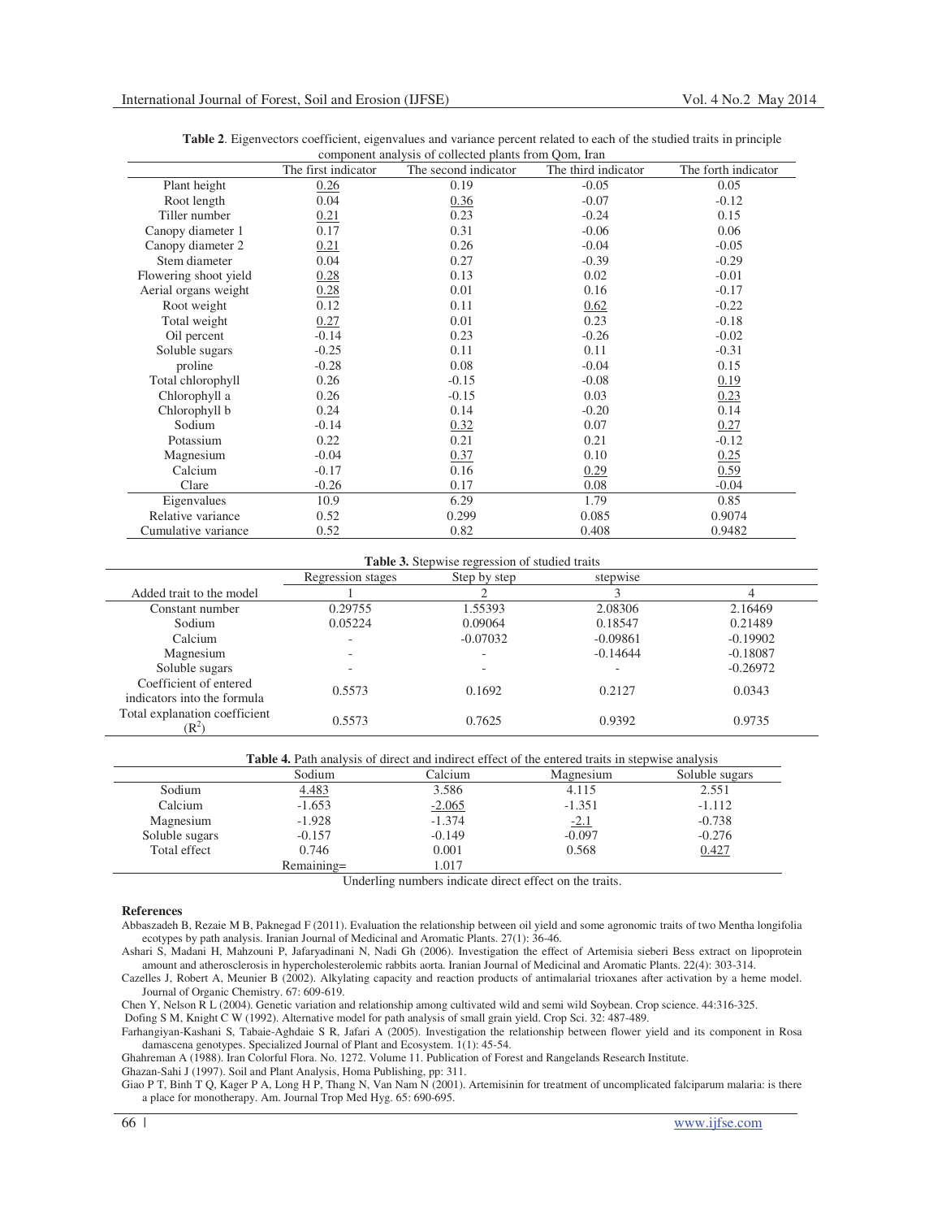**Table 2**. Eigenvectors coefficient, eigenvalues and variance percent related to each of the studied traits in principle component analysis of collected plants from Qom, Iran

| | The first indicator | The second indicator | The third indicator | The forth indicator |
|---|---|---|---|---|
| Plant height | <u>0.26</u> | 0.19 | -0.05 | 0.05 |
| Root length | 0.04 | <u>0.36</u> | -0.07 | -0.12 |
| Tiller number | <u>0.21</u> | 0.23 | -0.24 | 0.15 |
| Canopy diameter 1 | 0.17 | 0.31 | -0.06 | 0.06 |
| Canopy diameter 2 | <u>0.21</u> | 0.26 | -0.04 | -0.05 |
| Stem diameter | 0.04 | 0.27 | -0.39 | -0.29 |
| Flowering shoot yield | <u>0.28</u> | 0.13 | 0.02 | -0.01 |
| Aerial organs weight | <u>0.28</u> | 0.01 | 0.16 | -0.17 |
| Root weight | 0.12 | 0.11 | <u>0.62</u> | -0.22 |
| Total weight | <u>0.27</u> | 0.01 | 0.23 | -0.18 |
| Oil percent | -0.14 | 0.23 | -0.26 | -0.02 |
| Soluble sugars | -0.25 | 0.11 | 0.11 | -0.31 |
| proline | -0.28 | 0.08 | -0.04 | 0.15 |
| Total chlorophyll | 0.26 | -0.15 | -0.08 | <u>0.19</u> |
| Chlorophyll a | 0.26 | -0.15 | 0.03 | <u>0.23</u> |
| Chlorophyll b | 0.24 | 0.14 | -0.20 | 0.14 |
| Sodium | -0.14 | <u>0.32</u> | 0.07 | <u>0.27</u> |
| Potassium | 0.22 | 0.21 | 0.21 | -0.12 |
| Magnesium | -0.04 | <u>0.37</u> | 0.10 | <u>0.25</u> |
| Calcium | -0.17 | 0.16 | <u>0.29</u> | <u>0.59</u> |
| Clare | -0.26 | 0.17 | 0.08 | -0.04 |
| Eigenvalues | 10.9 | 6.29 | 1.79 | 0.85 |
| Relative variance | 0.52 | 0.299 | 0.085 | 0.9074 |
| Cumulative variance | 0.52 | 0.82 | 0.408 | 0.9482 |

**Table 3.** Stepwise regression of studied traits

| | Regression stages | Step by step | stepwise | |
|---|---|---|---|---|
| Added trait to the model | 1 | 2 | 3 | 4 |
| Constant number | 0.29755 | 1.55393 | 2.08306 | 2.16469 |
| Sodium | 0.05224 | 0.09064 | 0.18547 | 0.21489 |
| Calcium | - | -0.07032 | -0.09861 | -0.19902 |
| Magnesium | - | - | -0.14644 | -0.18087 |
| Soluble sugars | - | - | - | -0.26972 |
| Coefficient of entered indicators into the formula | 0.5573 | 0.1692 | 0.2127 | 0.0343 |
| Total explanation coefficient ($R^2$) | 0.5573 | 0.7625 | 0.9392 | 0.9735 |

**Table 4.** Path analysis of direct and indirect effect of the entered traits in stepwise analysis

| | Sodium | Calcium | Magnesium | Soluble sugars |
|---|---|---|---|---|
| Sodium | <u>4.483</u> | 3.586 | 4.115 | 2.551 |
| Calcium | -1.653 | <u>-2.065</u> | -1.351 | -1.112 |
| Magnesium | -1.928 | -1.374 | <u>-2.1</u> | -0.738 |
| Soluble sugars | -0.157 | -0.149 | -0.097 | -0.276 |
| Total effect | 0.746 | 0.001 | 0.568 | <u>0.427</u> |
| | Remaining= | 1.017 | | |

Underling numbers indicate direct effect on the traits.

## References

Abbaszadeh B, Rezaie M B, Paknegad F (2011). Evaluation the relationship between oil yield and some agronomic traits of two Mentha longifolia ecotypes by path analysis. Iranian Journal of Medicinal and Aromatic Plants. 27(1): 36-46.

Ashari S, Madani H, Mahzouni P, Jafaryadinani N, Nadi Gh (2006). Investigation the effect of Artemisia sieberi Bess extract on lipoprotein amount and atherosclerosis in hypercholesterolemic rabbits aorta. Iranian Journal of Medicinal and Aromatic Plants. 22(4): 303-314.

Cazelles J, Robert A, Meunier B (2002). Alkylating capacity and reaction products of antimalarial trioxanes after activation by a heme model. Journal of Organic Chemistry. 67: 609-619.

Chen Y, Nelson R L (2004). Genetic variation and relationship among cultivated wild and semi wild Soybean. Crop science. 44:316-325.

Dofing S M, Knight C W (1992). Alternative model for path analysis of small grain yield. Crop Sci. 32: 487-489.

Farhangiyan-Kashani S, Tabaie-Aghdaie S R, Jafari A (2005). Investigation the relationship between flower yield and its component in Rosa damascena genotypes. Specialized Journal of Plant and Ecosystem. 1(1): 45-54.

Ghahreman A (1988). Iran Colorful Flora. No. 1272. Volume 11. Publication of Forest and Rangelands Research Institute.

Ghazan-Sahi J (1997). Soil and Plant Analysis, Homa Publishing, pp: 311.

Giao P T, Binh T Q, Kager P A, Long H P, Thang N, Van Nam N (2001). Artemisinin for treatment of uncomplicated falciparum malaria: is there a place for monotherapy. Am. Journal Trop Med Hyg. 65: 690-695.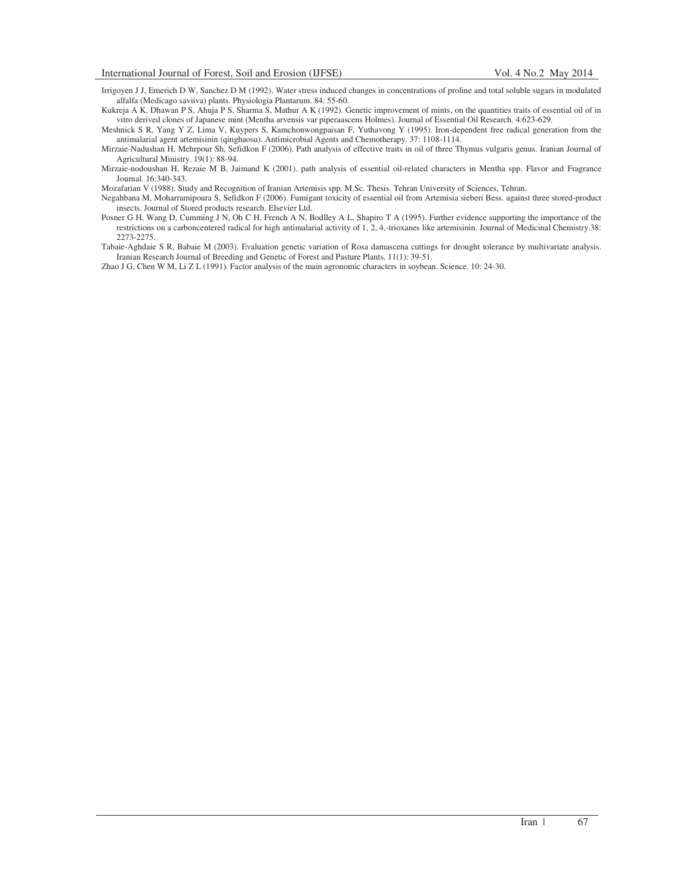Irrigoyen J J, Emerich D W, Sanchez D M (1992). Water stress induced changes in concentrations of proline and total soluble sugars in modulated alfalfa (Medicago saviiva) plants. Physiologia Plantarum. 84: 55-60.

Kukreja A K, Dhawan P S, Ahuja P S, Sharma S, Mathur A K (1992). Genetic improvement of mints, on the quantities traits of essential oil of in vitro derived clones of Japanese mint (Mentha arvensis var piperaascens Holmes). Journal of Essential Oil Research. 4:623-629.

Meshnick S R, Yang Y Z, Lima V, Kuypers S, Kamchonwongpaisan F, Yuthavong Y (1995). Iron-dependent free radical generation from the antimalarial agent artemisinin (qinghaosu). Antimicrobial Agents and Chemotherapy. 37: 1108-1114.

Mirzaie-Nadushan H, Mehrpour Sh, Sefidkon F (2006). Path analysis of effective traits in oil of three Thymus vulgaris genus. Iranian Journal of Agricultural Ministry. 19(1): 88-94.

Mirzaie-nodoushan H, Rezaie M B, Jaimand K (2001). path analysis of essential oil-related characters in Mentha spp. Flavor and Fragrance Journal. 16:340-343.

Mozafarian V (1988). Study and Recognition of Iranian Artemisis spp. M.Sc. Thesis. Tehran University of Sciences, Tehran.

Negahbana M, Moharramipoura S, Sefidkon F (2006). Fumigant toxicity of essential oil from Artemisia sieberi Bess. against three stored-product insects. Journal of Stored products research. Elsevier Ltd.

Posner G H, Wang D, Cumming J N, Oh C H, French A N, Bodlley A L, Shapiro T A (1995). Further evidence supporting the importance of the restrictions on a carboncentered radical for high antimalarial activity of 1, 2, 4,-trioxanes like artemisinin. Journal of Medicinal Chemistry.38: 2273-2275.

Tabaie-Aghdaie S R, Babaie M (2003). Evaluation genetic variation of Rosa damascena cuttings for drought tolerance by multivariate analysis. Iranian Research Journal of Breeding and Genetic of Forest and Pasture Plants. 11(1): 39-51.

Zhao J G, Chen W M, Li Z L (1991). Factor analysis of the main agronomic characters in soybean. Science. 10: 24-30.